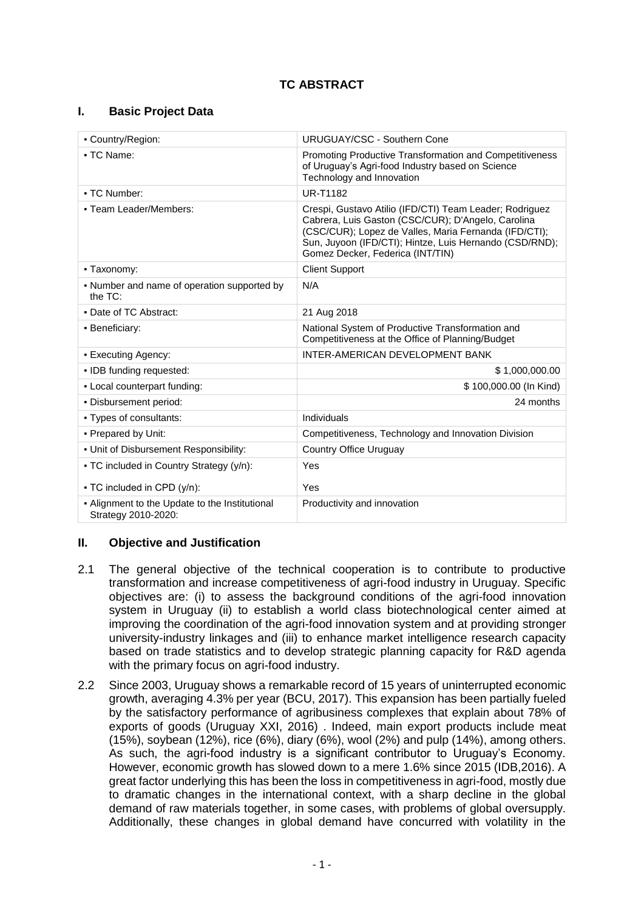# TC ABSTRACT

## I. Basic Project Data

| | |
|---|---|
| ▪ Country/Region: | URUGUAY/CSC - Southern Cone |
| ▪ TC Name: | Promoting Productive Transformation and Competitiveness of Uruguay's Agri-food Industry based on Science Technology and Innovation |
| ▪ TC Number: | UR-T1182 |
| ▪ Team Leader/Members: | Crespi, Gustavo Atilio (IFD/CTI) Team Leader; Rodriguez Cabrera, Luis Gaston (CSC/CUR); D'Angelo, Carolina (CSC/CUR); Lopez de Valles, Maria Fernanda (IFD/CTI); Sun, Juyoon (IFD/CTI); Hintze, Luis Hernando (CSD/RND); Gomez Decker, Federica (INT/TIN) |
| ▪ Taxonomy: | Client Support |
| ▪ Number and name of operation supported by the TC: | N/A |
| ▪ Date of TC Abstract: | 21 Aug 2018 |
| ▪ Beneficiary: | National System of Productive Transformation and Competitiveness at the Office of Planning/Budget |
| ▪ Executing Agency: | INTER-AMERICAN DEVELOPMENT BANK |
| ▪ IDB funding requested: | $ 1,000,000.00 |
| ▪ Local counterpart funding: | $ 100,000.00 (In Kind) |
| ▪ Disbursement period: | 24 months |
| ▪ Types of consultants: | Individuals |
| ▪ Prepared by Unit: | Competitiveness, Technology and Innovation Division |
| ▪ Unit of Disbursement Responsibility: | Country Office Uruguay |
| ▪ TC included in Country Strategy (y/n): | Yes |
| ▪ TC included in CPD (y/n): | Yes |
| ▪ Alignment to the Update to the Institutional Strategy 2010-2020: | Productivity and innovation |

## II. Objective and Justification

2.1 The general objective of the technical cooperation is to contribute to productive transformation and increase competitiveness of agri-food industry in Uruguay. Specific objectives are: (i) to assess the background conditions of the agri-food innovation system in Uruguay (ii) to establish a world class biotechnological center aimed at improving the coordination of the agri-food innovation system and at providing stronger university-industry linkages and (iii) to enhance market intelligence research capacity based on trade statistics and to develop strategic planning capacity for R&D agenda with the primary focus on agri-food industry.

2.2 Since 2003, Uruguay shows a remarkable record of 15 years of uninterrupted economic growth, averaging 4.3% per year (BCU, 2017). This expansion has been partially fueled by the satisfactory performance of agribusiness complexes that explain about 78% of exports of goods (Uruguay XXI, 2016) . Indeed, main export products include meat (15%), soybean (12%), rice (6%), diary (6%), wool (2%) and pulp (14%), among others. As such, the agri-food industry is a significant contributor to Uruguay's Economy. However, economic growth has slowed down to a mere 1.6% since 2015 (IDB,2016). A great factor underlying this has been the loss in competitiveness in agri-food, mostly due to dramatic changes in the international context, with a sharp decline in the global demand of raw materials together, in some cases, with problems of global oversupply. Additionally, these changes in global demand have concurred with volatility in the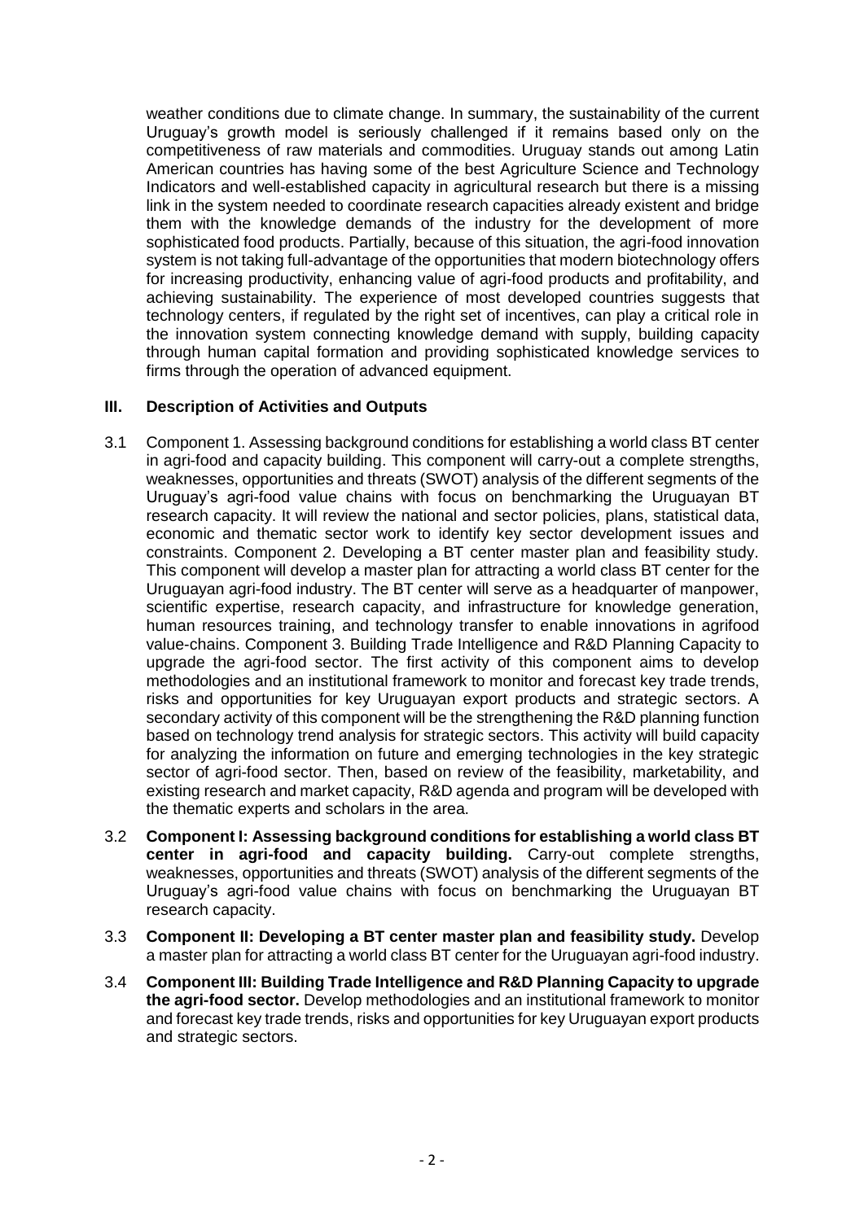weather conditions due to climate change. In summary, the sustainability of the current Uruguay's growth model is seriously challenged if it remains based only on the competitiveness of raw materials and commodities. Uruguay stands out among Latin American countries has having some of the best Agriculture Science and Technology Indicators and well-established capacity in agricultural research but there is a missing link in the system needed to coordinate research capacities already existent and bridge them with the knowledge demands of the industry for the development of more sophisticated food products. Partially, because of this situation, the agri-food innovation system is not taking full-advantage of the opportunities that modern biotechnology offers for increasing productivity, enhancing value of agri-food products and profitability, and achieving sustainability. The experience of most developed countries suggests that technology centers, if regulated by the right set of incentives, can play a critical role in the innovation system connecting knowledge demand with supply, building capacity through human capital formation and providing sophisticated knowledge services to firms through the operation of advanced equipment.

## III. Description of Activities and Outputs

3.1 Component 1. Assessing background conditions for establishing a world class BT center in agri-food and capacity building. This component will carry-out a complete strengths, weaknesses, opportunities and threats (SWOT) analysis of the different segments of the Uruguay's agri-food value chains with focus on benchmarking the Uruguayan BT research capacity. It will review the national and sector policies, plans, statistical data, economic and thematic sector work to identify key sector development issues and constraints. Component 2. Developing a BT center master plan and feasibility study. This component will develop a master plan for attracting a world class BT center for the Uruguayan agri-food industry. The BT center will serve as a headquarter of manpower, scientific expertise, research capacity, and infrastructure for knowledge generation, human resources training, and technology transfer to enable innovations in agrifood value-chains. Component 3. Building Trade Intelligence and R&D Planning Capacity to upgrade the agri-food sector. The first activity of this component aims to develop methodologies and an institutional framework to monitor and forecast key trade trends, risks and opportunities for key Uruguayan export products and strategic sectors. A secondary activity of this component will be the strengthening the R&D planning function based on technology trend analysis for strategic sectors. This activity will build capacity for analyzing the information on future and emerging technologies in the key strategic sector of agri-food sector. Then, based on review of the feasibility, marketability, and existing research and market capacity, R&D agenda and program will be developed with the thematic experts and scholars in the area.

3.2 **Component I: Assessing background conditions for establishing a world class BT center in agri-food and capacity building.** Carry-out complete strengths, weaknesses, opportunities and threats (SWOT) analysis of the different segments of the Uruguay's agri-food value chains with focus on benchmarking the Uruguayan BT research capacity.

3.3 **Component II: Developing a BT center master plan and feasibility study.** Develop a master plan for attracting a world class BT center for the Uruguayan agri-food industry.

3.4 **Component III: Building Trade Intelligence and R&D Planning Capacity to upgrade the agri-food sector.** Develop methodologies and an institutional framework to monitor and forecast key trade trends, risks and opportunities for key Uruguayan export products and strategic sectors.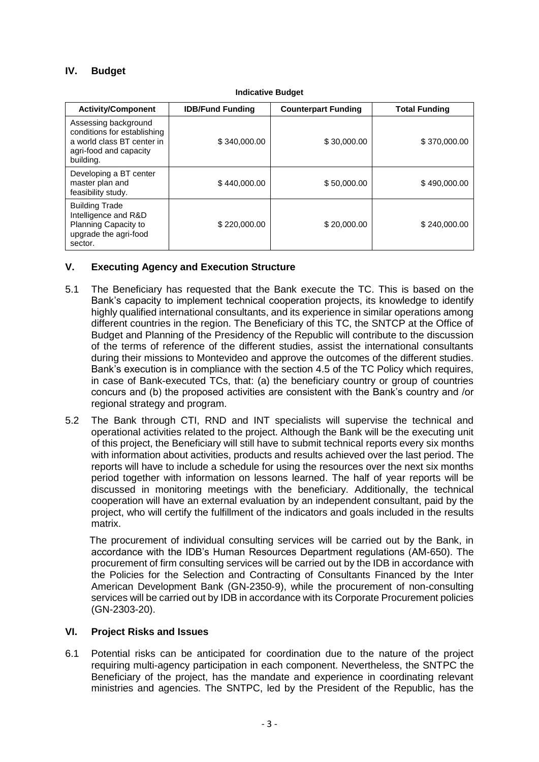## IV. Budget

**Indicative Budget**

| Activity/Component | IDB/Fund Funding | Counterpart Funding | Total Funding |
|---|---|---|---|
| Assessing background conditions for establishing a world class BT center in agri-food and capacity building. | $ 340,000.00 | $ 30,000.00 | $ 370,000.00 |
| Developing a BT center master plan and feasibility study. | $ 440,000.00 | $ 50,000.00 | $ 490,000.00 |
| Building Trade Intelligence and R&D Planning Capacity to upgrade the agri-food sector. | $ 220,000.00 | $ 20,000.00 | $ 240,000.00 |

## V. Executing Agency and Execution Structure

5.1 The Beneficiary has requested that the Bank execute the TC. This is based on the Bank's capacity to implement technical cooperation projects, its knowledge to identify highly qualified international consultants, and its experience in similar operations among different countries in the region. The Beneficiary of this TC, the SNTCP at the Office of Budget and Planning of the Presidency of the Republic will contribute to the discussion of the terms of reference of the different studies, assist the international consultants during their missions to Montevideo and approve the outcomes of the different studies. Bank's execution is in compliance with the section 4.5 of the TC Policy which requires, in case of Bank-executed TCs, that: (a) the beneficiary country or group of countries concurs and (b) the proposed activities are consistent with the Bank's country and /or regional strategy and program.

5.2 The Bank through CTI, RND and INT specialists will supervise the technical and operational activities related to the project. Although the Bank will be the executing unit of this project, the Beneficiary will still have to submit technical reports every six months with information about activities, products and results achieved over the last period. The reports will have to include a schedule for using the resources over the next six months period together with information on lessons learned. The half of year reports will be discussed in monitoring meetings with the beneficiary. Additionally, the technical cooperation will have an external evaluation by an independent consultant, paid by the project, who will certify the fulfillment of the indicators and goals included in the results matrix.

The procurement of individual consulting services will be carried out by the Bank, in accordance with the IDB's Human Resources Department regulations (AM-650). The procurement of firm consulting services will be carried out by the IDB in accordance with the Policies for the Selection and Contracting of Consultants Financed by the Inter American Development Bank (GN-2350-9), while the procurement of non-consulting services will be carried out by IDB in accordance with its Corporate Procurement policies (GN-2303-20).

## VI. Project Risks and Issues

6.1 Potential risks can be anticipated for coordination due to the nature of the project requiring multi-agency participation in each component. Nevertheless, the SNTPC the Beneficiary of the project, has the mandate and experience in coordinating relevant ministries and agencies. The SNTPC, led by the President of the Republic, has the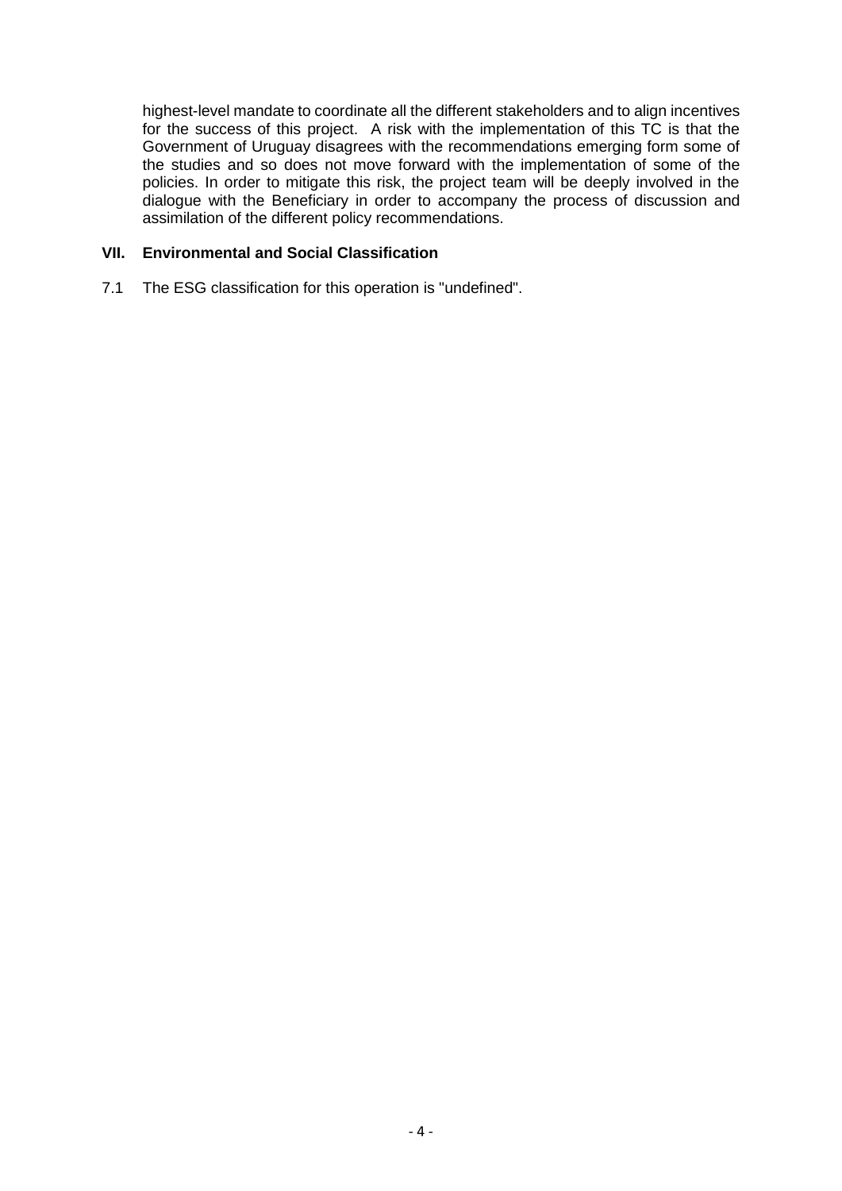highest-level mandate to coordinate all the different stakeholders and to align incentives for the success of this project. A risk with the implementation of this TC is that the Government of Uruguay disagrees with the recommendations emerging form some of the studies and so does not move forward with the implementation of some of the policies. In order to mitigate this risk, the project team will be deeply involved in the dialogue with the Beneficiary in order to accompany the process of discussion and assimilation of the different policy recommendations.

## VII. Environmental and Social Classification

7.1 The ESG classification for this operation is "undefined".